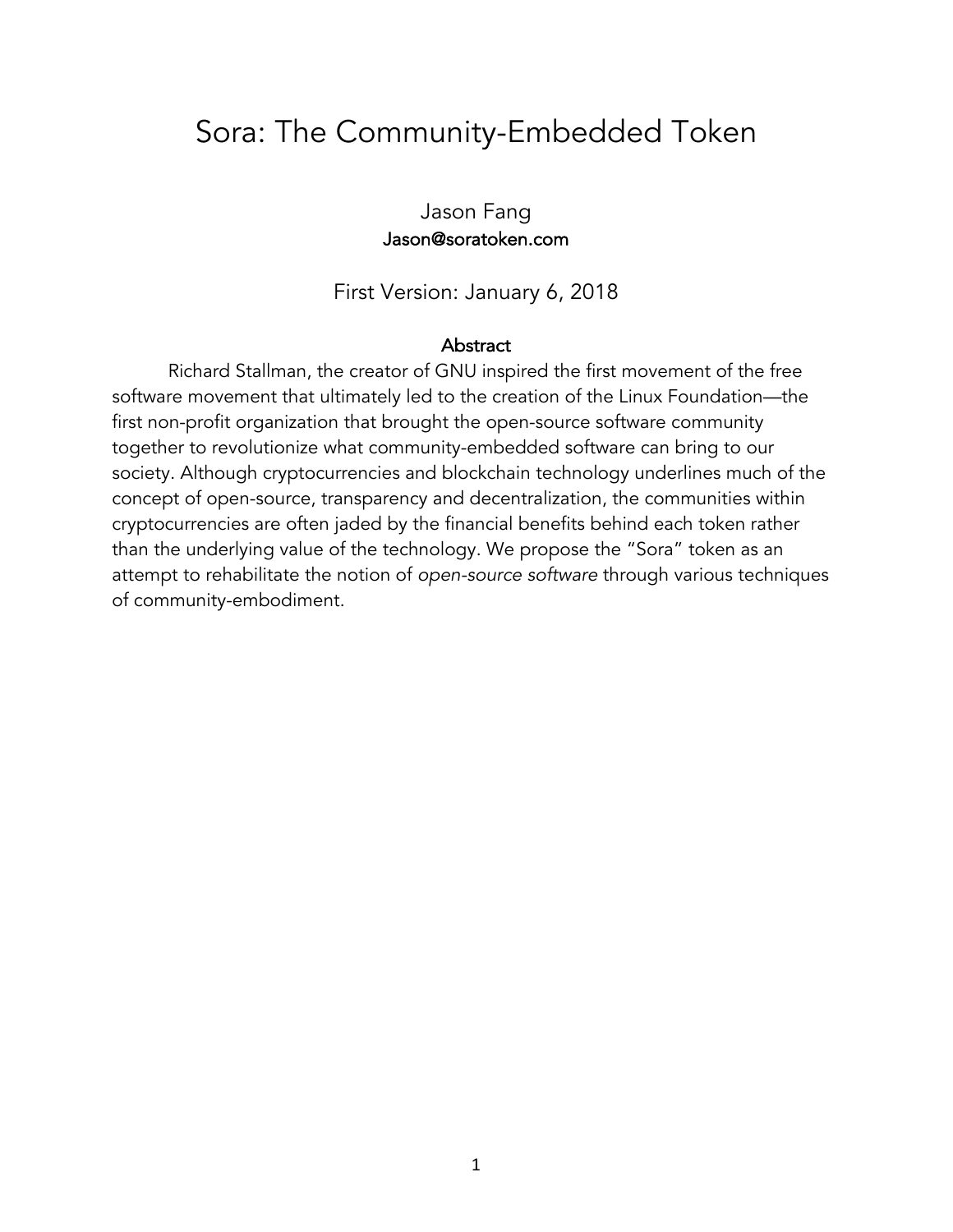# Sora: The Community-Embedded Token

Jason Fang
Jason@soratoken.com

First Version: January 6, 2018

## Abstract

Richard Stallman, the creator of GNU inspired the first movement of the free software movement that ultimately led to the creation of the Linux Foundation—the first non-profit organization that brought the open-source software community together to revolutionize what community-embedded software can bring to our society. Although cryptocurrencies and blockchain technology underlines much of the concept of open-source, transparency and decentralization, the communities within cryptocurrencies are often jaded by the financial benefits behind each token rather than the underlying value of the technology. We propose the "Sora" token as an attempt to rehabilitate the notion of *open-source software* through various techniques of community-embodiment.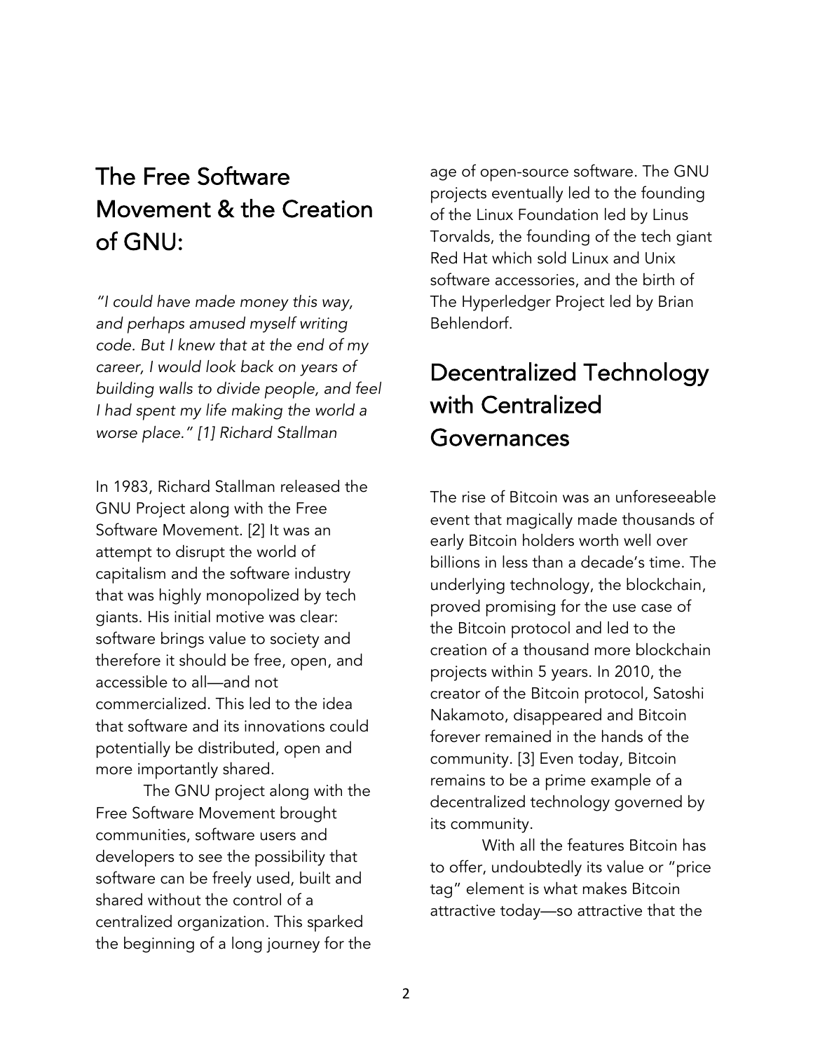## The Free Software Movement & the Creation of GNU:

*"I could have made money this way, and perhaps amused myself writing code. But I knew that at the end of my career, I would look back on years of building walls to divide people, and feel I had spent my life making the world a worse place." [1] Richard Stallman*

In 1983, Richard Stallman released the GNU Project along with the Free Software Movement. [2] It was an attempt to disrupt the world of capitalism and the software industry that was highly monopolized by tech giants. His initial motive was clear: software brings value to society and therefore it should be free, open, and accessible to all—and not commercialized. This led to the idea that software and its innovations could potentially be distributed, open and more importantly shared.

The GNU project along with the Free Software Movement brought communities, software users and developers to see the possibility that software can be freely used, built and shared without the control of a centralized organization. This sparked the beginning of a long journey for the age of open-source software. The GNU projects eventually led to the founding of the Linux Foundation led by Linus Torvalds, the founding of the tech giant Red Hat which sold Linux and Unix software accessories, and the birth of The Hyperledger Project led by Brian Behlendorf.

## Decentralized Technology with Centralized Governances

The rise of Bitcoin was an unforeseeable event that magically made thousands of early Bitcoin holders worth well over billions in less than a decade's time. The underlying technology, the blockchain, proved promising for the use case of the Bitcoin protocol and led to the creation of a thousand more blockchain projects within 5 years. In 2010, the creator of the Bitcoin protocol, Satoshi Nakamoto, disappeared and Bitcoin forever remained in the hands of the community. [3] Even today, Bitcoin remains to be a prime example of a decentralized technology governed by its community.

With all the features Bitcoin has to offer, undoubtedly its value or "price tag" element is what makes Bitcoin attractive today—so attractive that the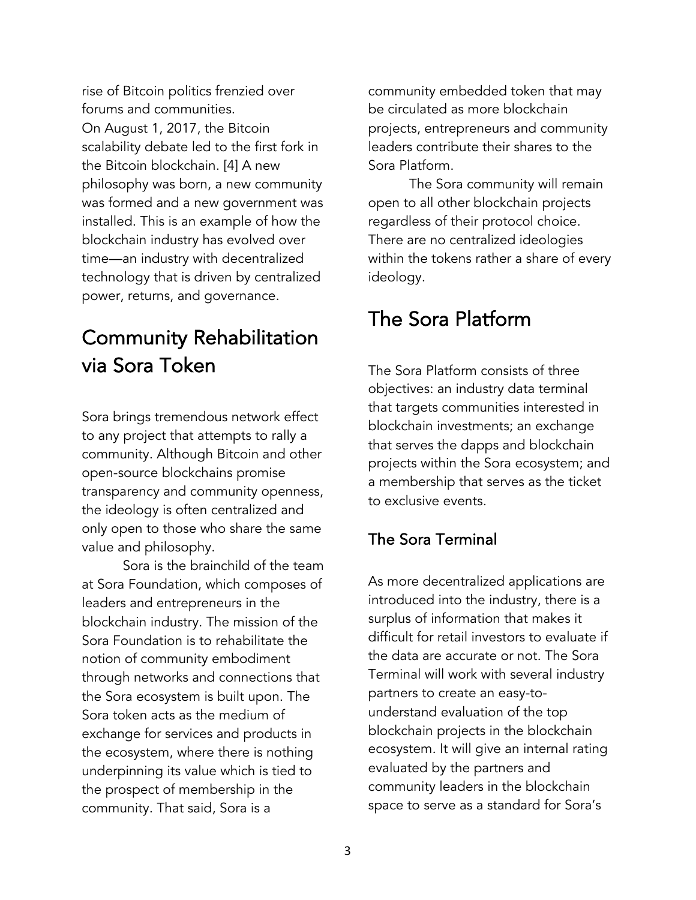rise of Bitcoin politics frenzied over forums and communities.

On August 1, 2017, the Bitcoin scalability debate led to the first fork in the Bitcoin blockchain. [4] A new philosophy was born, a new community was formed and a new government was installed. This is an example of how the blockchain industry has evolved over time—an industry with decentralized technology that is driven by centralized power, returns, and governance.

## Community Rehabilitation via Sora Token

Sora brings tremendous network effect to any project that attempts to rally a community. Although Bitcoin and other open-source blockchains promise transparency and community openness, the ideology is often centralized and only open to those who share the same value and philosophy.

Sora is the brainchild of the team at Sora Foundation, which composes of leaders and entrepreneurs in the blockchain industry. The mission of the Sora Foundation is to rehabilitate the notion of community embodiment through networks and connections that the Sora ecosystem is built upon. The Sora token acts as the medium of exchange for services and products in the ecosystem, where there is nothing underpinning its value which is tied to the prospect of membership in the community. That said, Sora is a community embedded token that may be circulated as more blockchain projects, entrepreneurs and community leaders contribute their shares to the Sora Platform.

The Sora community will remain open to all other blockchain projects regardless of their protocol choice. There are no centralized ideologies within the tokens rather a share of every ideology.

## The Sora Platform

The Sora Platform consists of three objectives: an industry data terminal that targets communities interested in blockchain investments; an exchange that serves the dapps and blockchain projects within the Sora ecosystem; and a membership that serves as the ticket to exclusive events.

### The Sora Terminal

As more decentralized applications are introduced into the industry, there is a surplus of information that makes it difficult for retail investors to evaluate if the data are accurate or not. The Sora Terminal will work with several industry partners to create an easy-to-understand evaluation of the top blockchain projects in the blockchain ecosystem. It will give an internal rating evaluated by the partners and community leaders in the blockchain space to serve as a standard for Sora's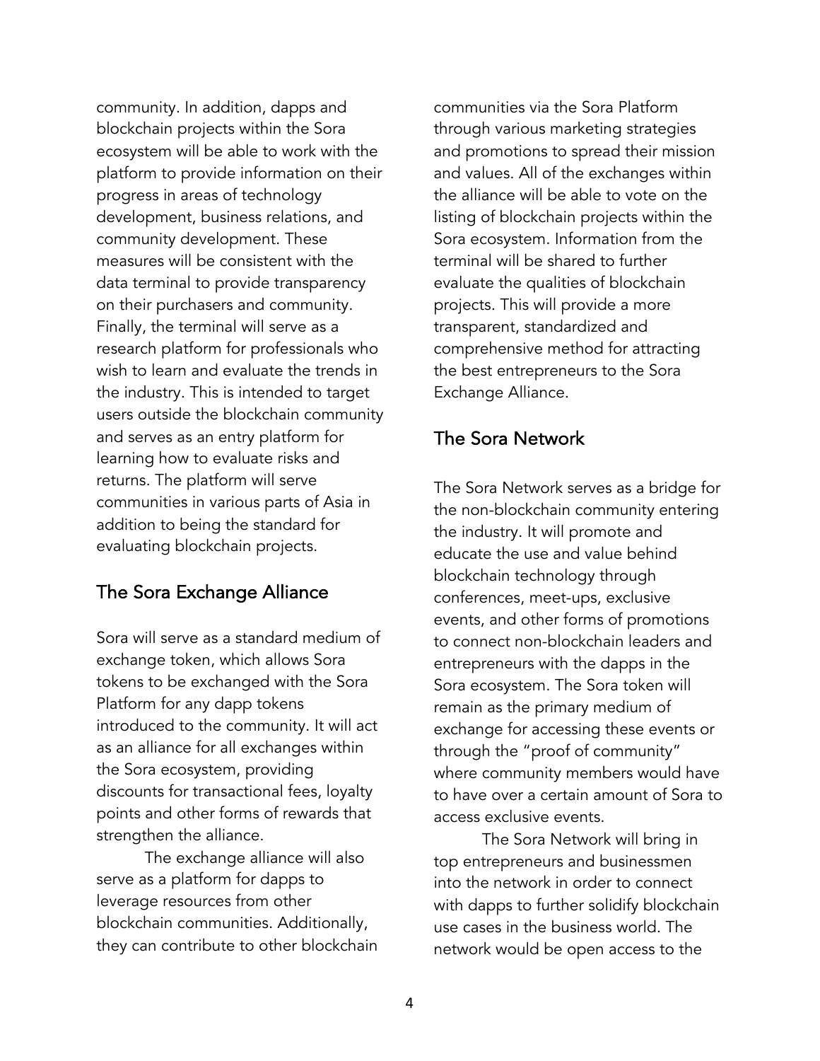community. In addition, dapps and blockchain projects within the Sora ecosystem will be able to work with the platform to provide information on their progress in areas of technology development, business relations, and community development. These measures will be consistent with the data terminal to provide transparency on their purchasers and community. Finally, the terminal will serve as a research platform for professionals who wish to learn and evaluate the trends in the industry. This is intended to target users outside the blockchain community and serves as an entry platform for learning how to evaluate risks and returns. The platform will serve communities in various parts of Asia in addition to being the standard for evaluating blockchain projects.

## The Sora Exchange Alliance

Sora will serve as a standard medium of exchange token, which allows Sora tokens to be exchanged with the Sora Platform for any dapp tokens introduced to the community. It will act as an alliance for all exchanges within the Sora ecosystem, providing discounts for transactional fees, loyalty points and other forms of rewards that strengthen the alliance.

The exchange alliance will also serve as a platform for dapps to leverage resources from other blockchain communities. Additionally, they can contribute to other blockchain communities via the Sora Platform through various marketing strategies and promotions to spread their mission and values. All of the exchanges within the alliance will be able to vote on the listing of blockchain projects within the Sora ecosystem. Information from the terminal will be shared to further evaluate the qualities of blockchain projects. This will provide a more transparent, standardized and comprehensive method for attracting the best entrepreneurs to the Sora Exchange Alliance.

## The Sora Network

The Sora Network serves as a bridge for the non-blockchain community entering the industry. It will promote and educate the use and value behind blockchain technology through conferences, meet-ups, exclusive events, and other forms of promotions to connect non-blockchain leaders and entrepreneurs with the dapps in the Sora ecosystem. The Sora token will remain as the primary medium of exchange for accessing these events or through the "proof of community" where community members would have to have over a certain amount of Sora to access exclusive events.

The Sora Network will bring in top entrepreneurs and businessmen into the network in order to connect with dapps to further solidify blockchain use cases in the business world. The network would be open access to the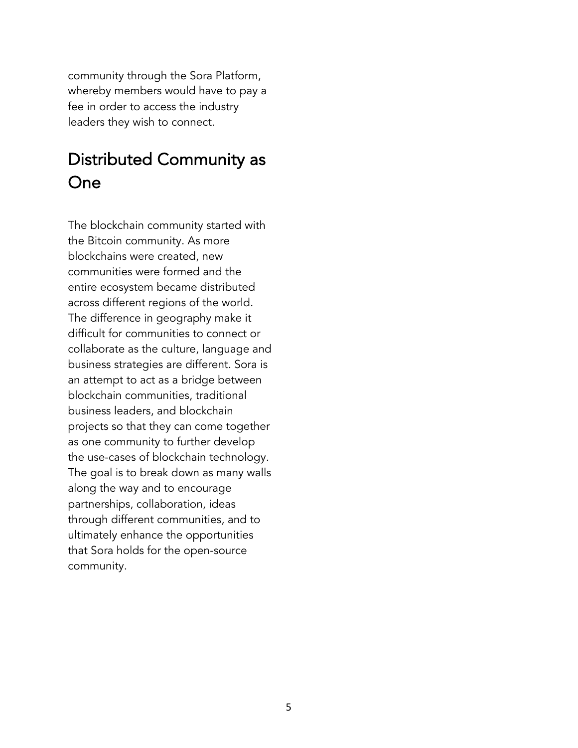community through the Sora Platform, whereby members would have to pay a fee in order to access the industry leaders they wish to connect.

## Distributed Community as One

The blockchain community started with the Bitcoin community. As more blockchains were created, new communities were formed and the entire ecosystem became distributed across different regions of the world. The difference in geography make it difficult for communities to connect or collaborate as the culture, language and business strategies are different. Sora is an attempt to act as a bridge between blockchain communities, traditional business leaders, and blockchain projects so that they can come together as one community to further develop the use-cases of blockchain technology. The goal is to break down as many walls along the way and to encourage partnerships, collaboration, ideas through different communities, and to ultimately enhance the opportunities that Sora holds for the open-source community.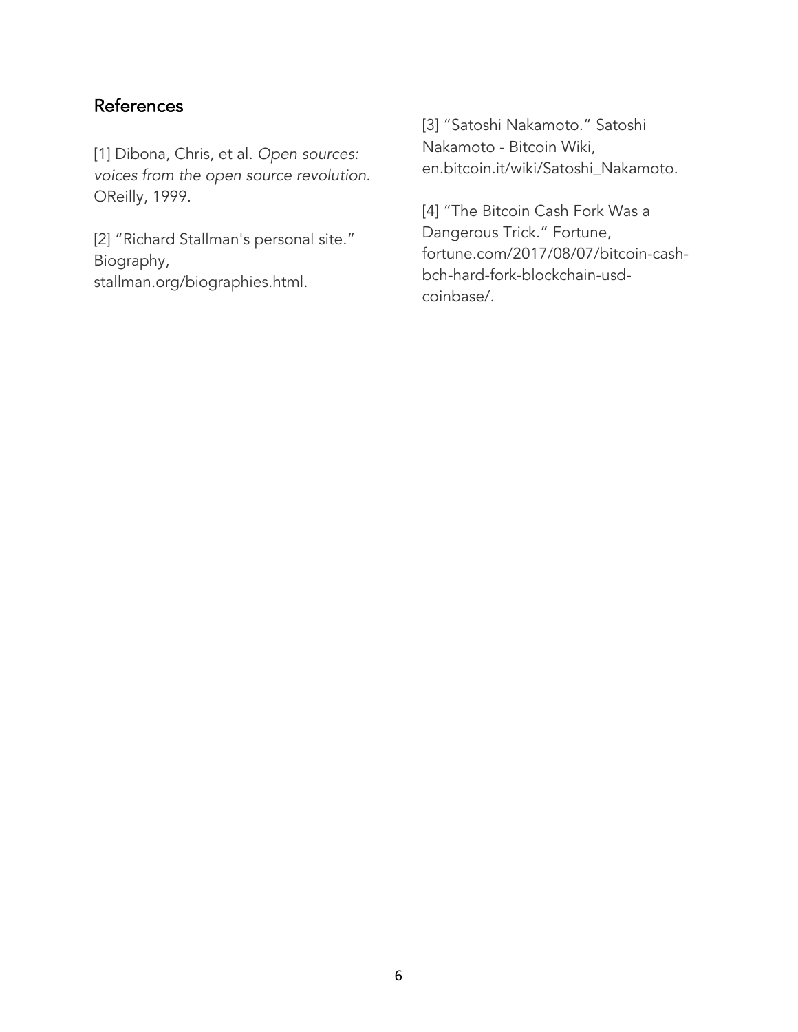## References

[1] Dibona, Chris, et al. *Open sources: voices from the open source revolution*. OReilly, 1999.

[2] "Richard Stallman's personal site." Biography, stallman.org/biographies.html.

[3] "Satoshi Nakamoto." Satoshi Nakamoto - Bitcoin Wiki, en.bitcoin.it/wiki/Satoshi_Nakamoto.

[4] "The Bitcoin Cash Fork Was a Dangerous Trick." Fortune, fortune.com/2017/08/07/bitcoin-cash-bch-hard-fork-blockchain-usd-coinbase/.